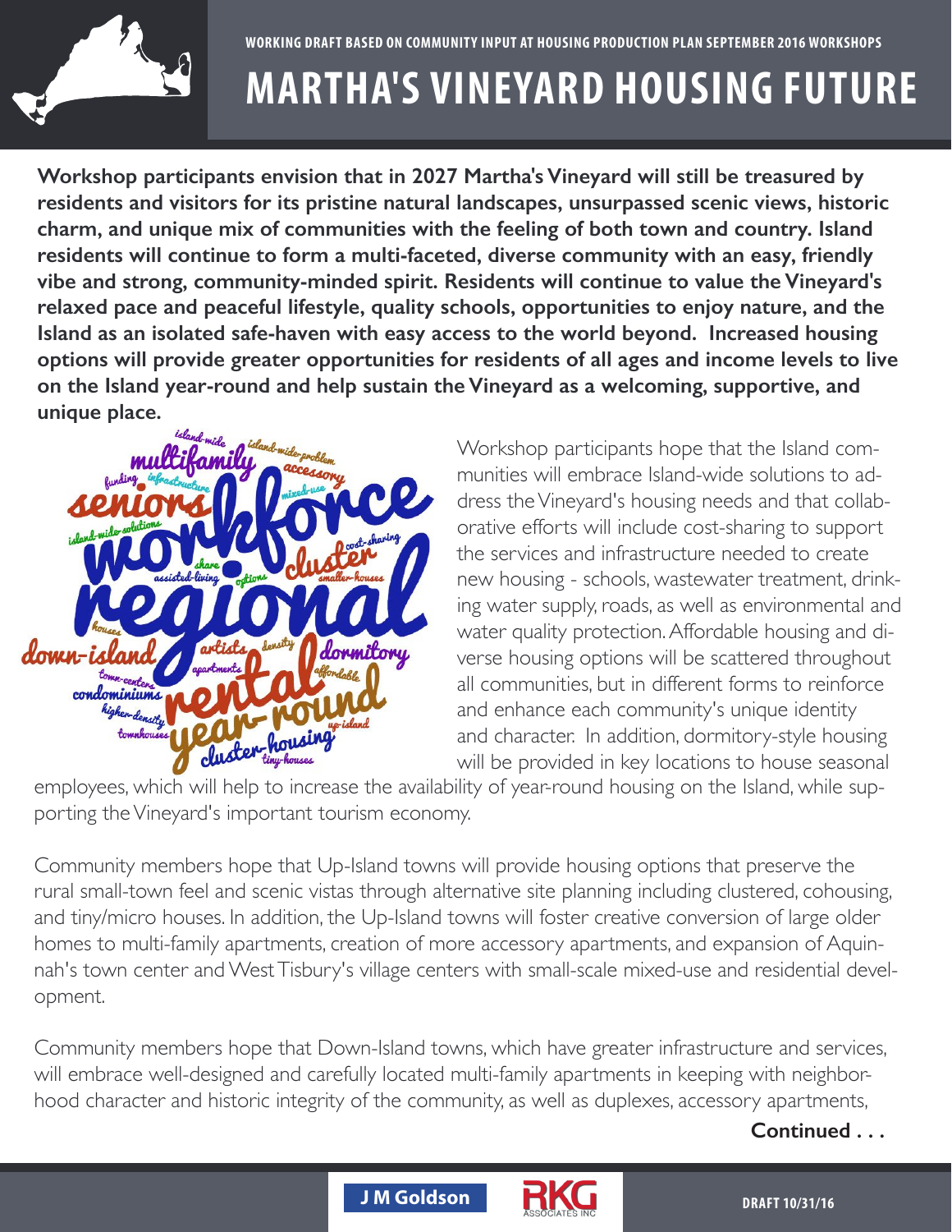WORKING DRAFT BASED ON COMMUNITY INPUT AT HOUSING PRODUCTION PLAN SEPTEMBER 2016 WORKSHOPS

# MARTHA'S VINEYARD HOUSING FUTURE

**Workshop participants envision that in 2027 Martha's Vineyard will still be treasured by residents and visitors for its pristine natural landscapes, unsurpassed scenic views, historic charm, and unique mix of communities with the feeling of both town and country. Island residents will continue to form a multi-faceted, diverse community with an easy, friendly vibe and strong, community-minded spirit. Residents will continue to value the Vineyard's relaxed pace and peaceful lifestyle, quality schools, opportunities to enjoy nature, and the Island as an isolated safe-haven with easy access to the world beyond. Increased housing options will provide greater opportunities for residents of all ages and income levels to live on the Island year-round and help sustain the Vineyard as a welcoming, supportive, and unique place.**

Workshop participants hope that the Island communities will embrace Island-wide solutions to address the Vineyard's housing needs and that collaborative efforts will include cost-sharing to support the services and infrastructure needed to create new housing - schools, wastewater treatment, drinking water supply, roads, as well as environmental and water quality protection. Affordable housing and diverse housing options will be scattered throughout all communities, but in different forms to reinforce and enhance each community's unique identity and character. In addition, dormitory-style housing will be provided in key locations to house seasonal employees, which will help to increase the availability of year-round housing on the Island, while supporting the Vineyard's important tourism economy.

Community members hope that Up-Island towns will provide housing options that preserve the rural small-town feel and scenic vistas through alternative site planning including clustered, cohousing, and tiny/micro houses. In addition, the Up-Island towns will foster creative conversion of large older homes to multi-family apartments, creation of more accessory apartments, and expansion of Aquinnah's town center and West Tisbury's village centers with small-scale mixed-use and residential development.

Community members hope that Down-Island towns, which have greater infrastructure and services, will embrace well-designed and carefully located multi-family apartments in keeping with neighborhood character and historic integrity of the community, as well as duplexes, accessory apartments,

**Continued . . .**

J M Goldson

DRAFT 10/31/16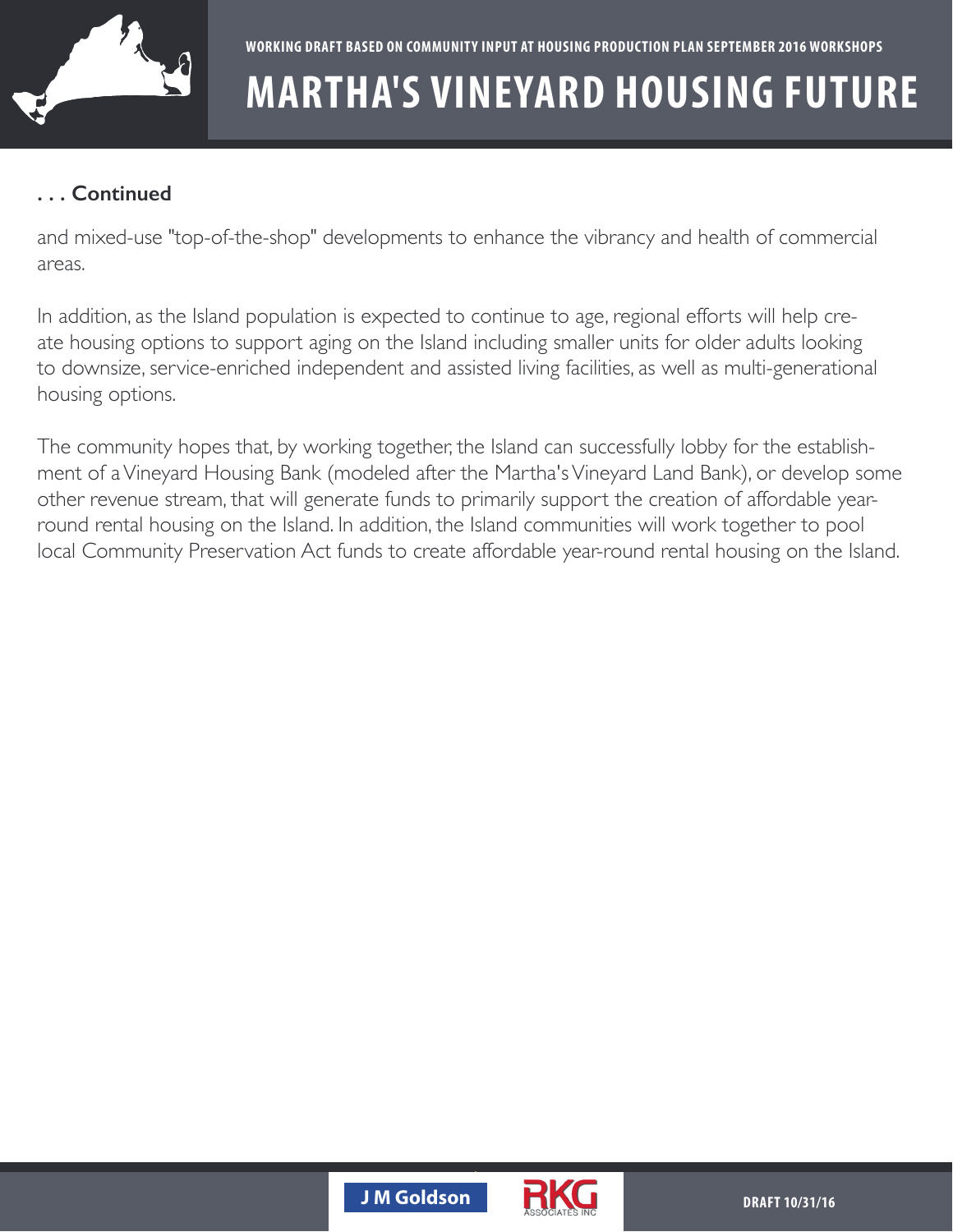**. . . Continued**

and mixed-use "top-of-the-shop" developments to enhance the vibrancy and health of commercial areas.

In addition, as the Island population is expected to continue to age, regional efforts will help create housing options to support aging on the Island including smaller units for older adults looking to downsize, service-enriched independent and assisted living facilities, as well as multi-generational housing options.

The community hopes that, by working together, the Island can successfully lobby for the establishment of a Vineyard Housing Bank (modeled after the Martha's Vineyard Land Bank), or develop some other revenue stream, that will generate funds to primarily support the creation of affordable year-round rental housing on the Island. In addition, the Island communities will work together to pool local Community Preservation Act funds to create affordable year-round rental housing on the Island.